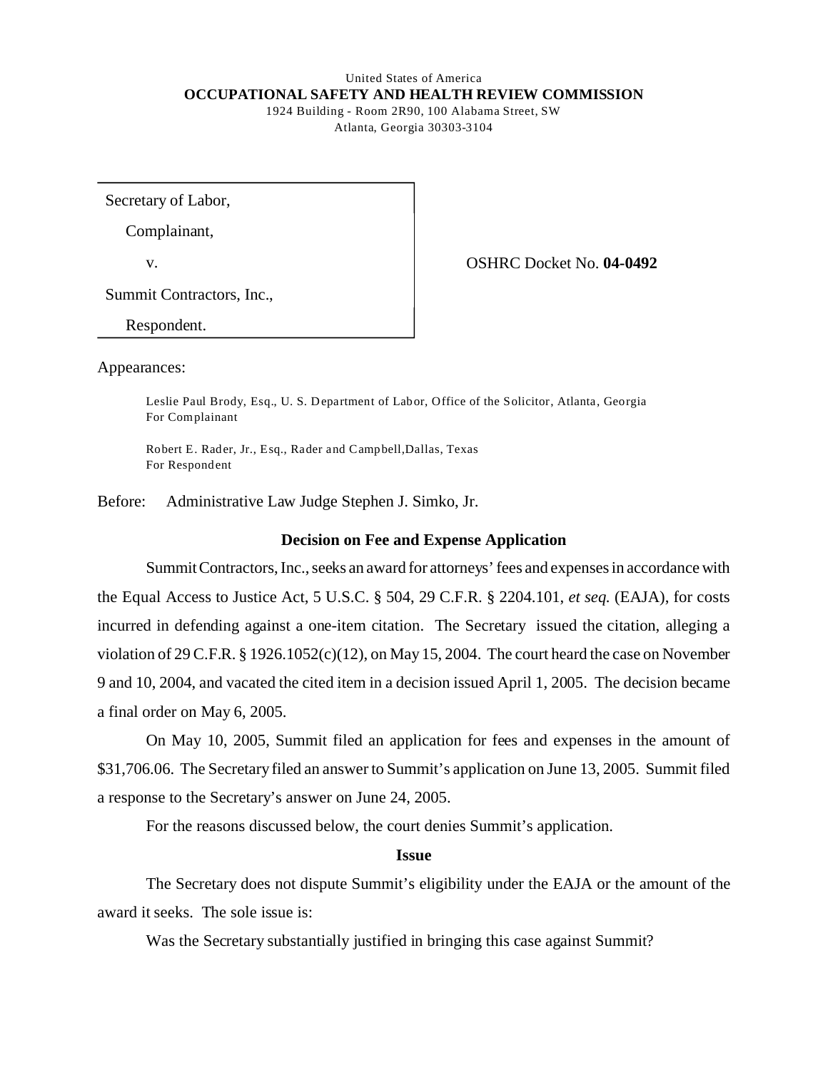United States of America

**OCCUPATIONAL SAFETY AND HEALTH REVIEW COMMISSION**

1924 Building - Room 2R90, 100 Alabama Street, SW

Atlanta, Georgia 30303-3104

Secretary of Labor,

Complainant,

v.

Summit Contractors, Inc.,

Respondent.

OSHRC Docket No. **04-0492**

Appearances:

Leslie Paul Brody, Esq., U. S. Department of Labor, Office of the Solicitor, Atlanta, Georgia
For Complainant

Robert E. Rader, Jr., Esq., Rader and Campbell,Dallas, Texas
For Respondent

Before: Administrative Law Judge Stephen J. Simko, Jr.

**Decision on Fee and Expense Application**

Summit Contractors, Inc., seeks an award for attorneys' fees and expenses in accordance with the Equal Access to Justice Act, 5 U.S.C. § 504, 29 C.F.R. § 2204.101, *et seq.* (EAJA), for costs incurred in defending against a one-item citation. The Secretary issued the citation, alleging a violation of 29 C.F.R. § 1926.1052(c)(12), on May 15, 2004. The court heard the case on November 9 and 10, 2004, and vacated the cited item in a decision issued April 1, 2005. The decision became a final order on May 6, 2005.

On May 10, 2005, Summit filed an application for fees and expenses in the amount of $31,706.06. The Secretary filed an answer to Summit's application on June 13, 2005. Summit filed a response to the Secretary's answer on June 24, 2005.

For the reasons discussed below, the court denies Summit's application.

**Issue**

The Secretary does not dispute Summit's eligibility under the EAJA or the amount of the award it seeks. The sole issue is:

Was the Secretary substantially justified in bringing this case against Summit?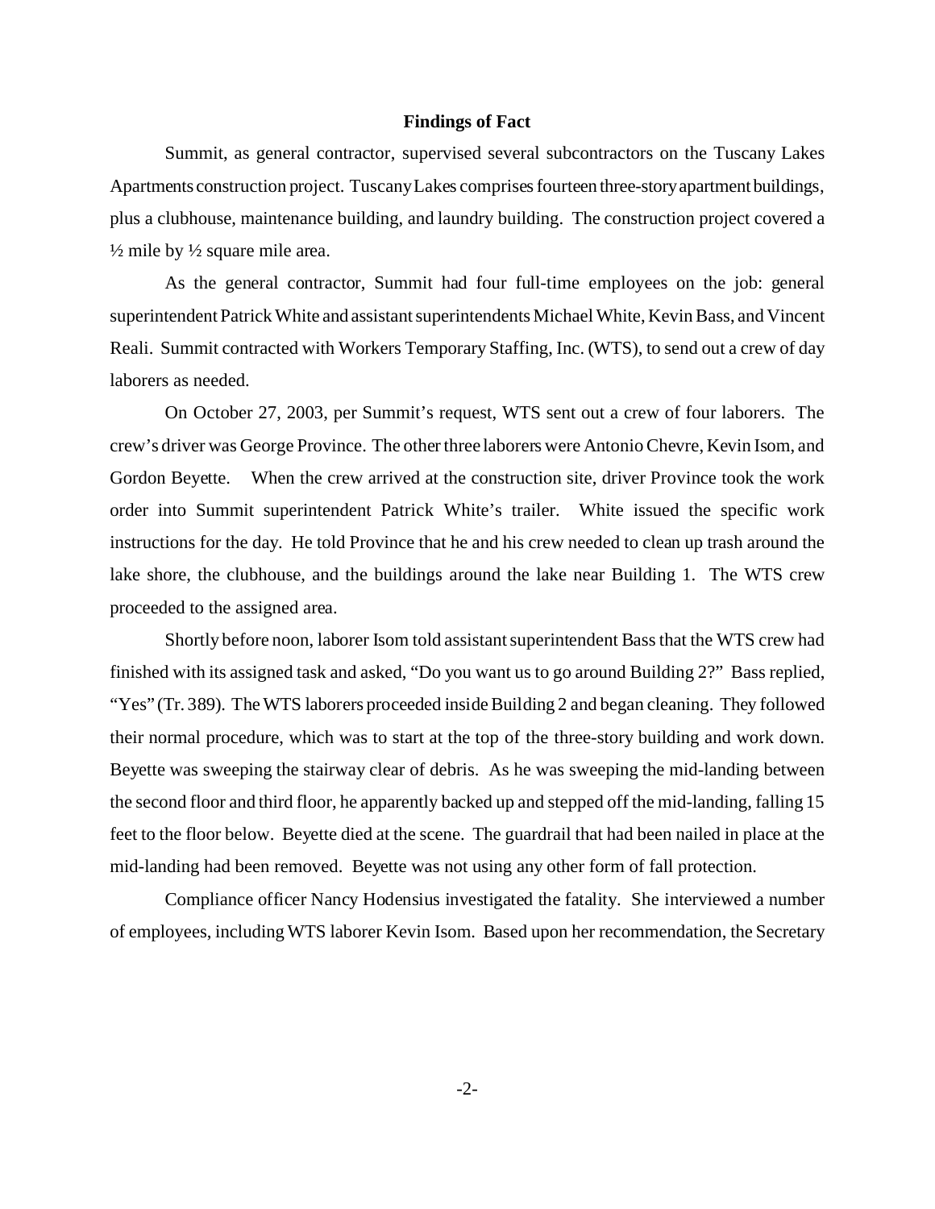## Findings of Fact

Summit, as general contractor, supervised several subcontractors on the Tuscany Lakes Apartments construction project. Tuscany Lakes comprises fourteen three-story apartment buildings, plus a clubhouse, maintenance building, and laundry building. The construction project covered a ½ mile by ½ square mile area.

As the general contractor, Summit had four full-time employees on the job: general superintendent Patrick White and assistant superintendents Michael White, Kevin Bass, and Vincent Reali. Summit contracted with Workers Temporary Staffing, Inc. (WTS), to send out a crew of day laborers as needed.

On October 27, 2003, per Summit's request, WTS sent out a crew of four laborers. The crew's driver was George Province. The other three laborers were Antonio Chevre, Kevin Isom, and Gordon Beyette. When the crew arrived at the construction site, driver Province took the work order into Summit superintendent Patrick White's trailer. White issued the specific work instructions for the day. He told Province that he and his crew needed to clean up trash around the lake shore, the clubhouse, and the buildings around the lake near Building 1. The WTS crew proceeded to the assigned area.

Shortly before noon, laborer Isom told assistant superintendent Bass that the WTS crew had finished with its assigned task and asked, "Do you want us to go around Building 2?" Bass replied, "Yes" (Tr. 389). The WTS laborers proceeded inside Building 2 and began cleaning. They followed their normal procedure, which was to start at the top of the three-story building and work down. Beyette was sweeping the stairway clear of debris. As he was sweeping the mid-landing between the second floor and third floor, he apparently backed up and stepped off the mid-landing, falling 15 feet to the floor below. Beyette died at the scene. The guardrail that had been nailed in place at the mid-landing had been removed. Beyette was not using any other form of fall protection.

Compliance officer Nancy Hodensius investigated the fatality. She interviewed a number of employees, including WTS laborer Kevin Isom. Based upon her recommendation, the Secretary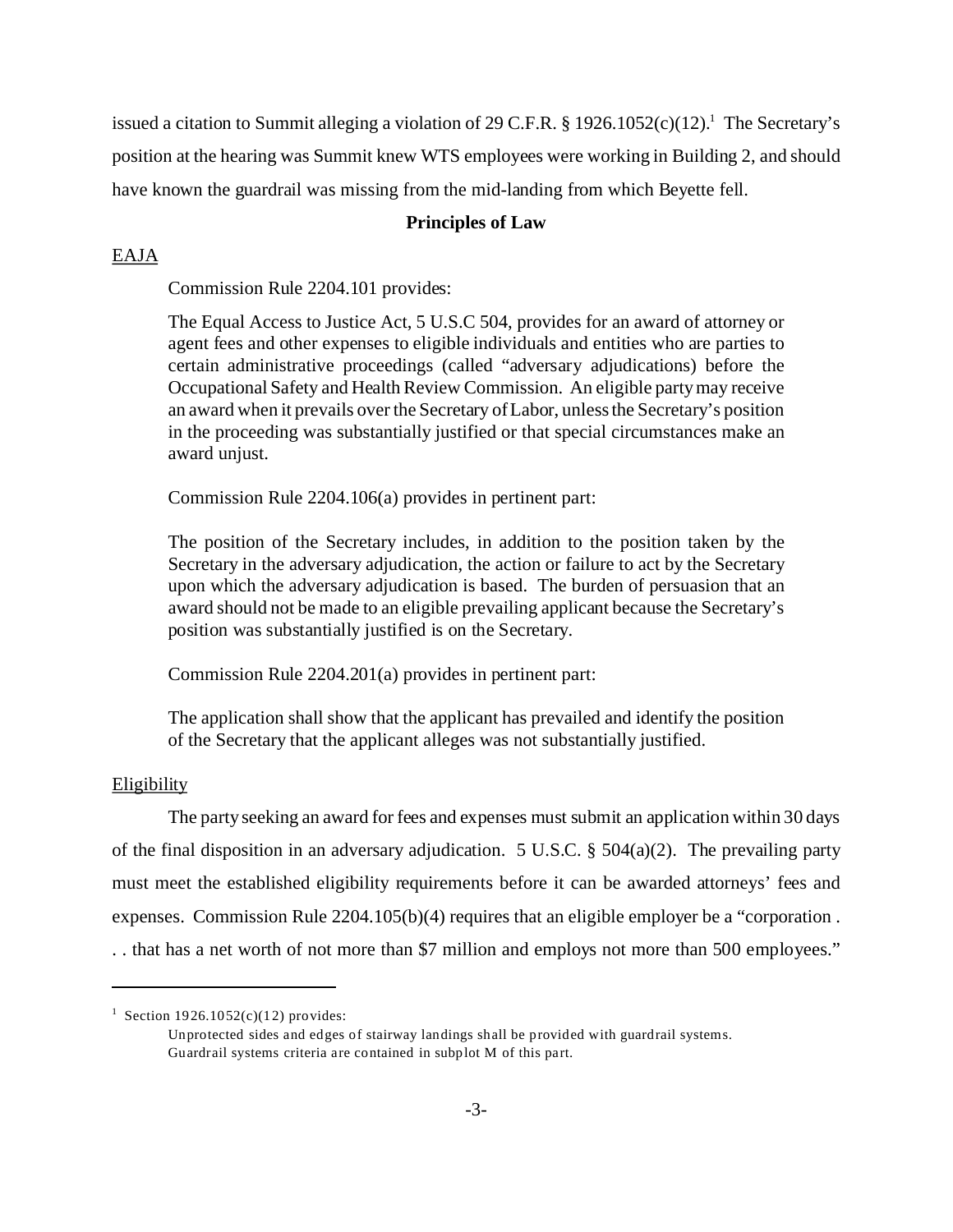issued a citation to Summit alleging a violation of 29 C.F.R. § 1926.1052(c)(12).[1] The Secretary's position at the hearing was Summit knew WTS employees were working in Building 2, and should have known the guardrail was missing from the mid-landing from which Beyette fell.

**Principles of Law**

EAJA

Commission Rule 2204.101 provides:

> The Equal Access to Justice Act, 5 U.S.C 504, provides for an award of attorney or agent fees and other expenses to eligible individuals and entities who are parties to certain administrative proceedings (called "adversary adjudications) before the Occupational Safety and Health Review Commission. An eligible party may receive an award when it prevails over the Secretary of Labor, unless the Secretary's position in the proceeding was substantially justified or that special circumstances make an award unjust.

Commission Rule 2204.106(a) provides in pertinent part:

> The position of the Secretary includes, in addition to the position taken by the Secretary in the adversary adjudication, the action or failure to act by the Secretary upon which the adversary adjudication is based. The burden of persuasion that an award should not be made to an eligible prevailing applicant because the Secretary's position was substantially justified is on the Secretary.

Commission Rule 2204.201(a) provides in pertinent part:

> The application shall show that the applicant has prevailed and identify the position of the Secretary that the applicant alleges was not substantially justified.

Eligibility

The party seeking an award for fees and expenses must submit an application within 30 days of the final disposition in an adversary adjudication. 5 U.S.C. § 504(a)(2). The prevailing party must meet the established eligibility requirements before it can be awarded attorneys' fees and expenses. Commission Rule 2204.105(b)(4) requires that an eligible employer be a "corporation . . . that has a net worth of not more than \$7 million and employs not more than 500 employees."

---

[1] Section 1926.1052(c)(12) provides:

> Unprotected sides and edges of stairway landings shall be provided with guardrail systems. Guardrail systems criteria are contained in subplot M of this part.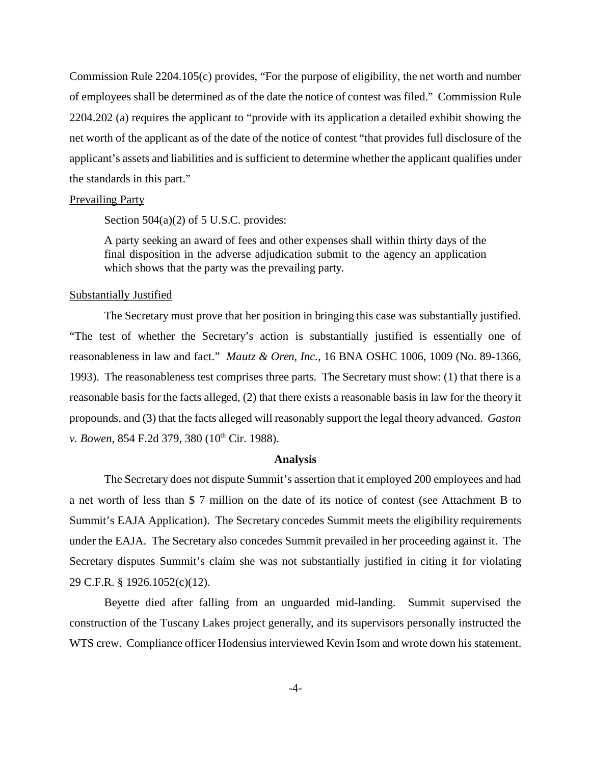Commission Rule 2204.105(c) provides, "For the purpose of eligibility, the net worth and number of employees shall be determined as of the date the notice of contest was filed." Commission Rule 2204.202 (a) requires the applicant to "provide with its application a detailed exhibit showing the net worth of the applicant as of the date of the notice of contest "that provides full disclosure of the applicant's assets and liabilities and is sufficient to determine whether the applicant qualifies under the standards in this part."

Prevailing Party

Section 504(a)(2) of 5 U.S.C. provides:

> A party seeking an award of fees and other expenses shall within thirty days of the final disposition in the adverse adjudication submit to the agency an application which shows that the party was the prevailing party.

Substantially Justified

The Secretary must prove that her position in bringing this case was substantially justified. "The test of whether the Secretary's action is substantially justified is essentially one of reasonableness in law and fact." *Mautz & Oren, Inc.*, 16 BNA OSHC 1006, 1009 (No. 89-1366, 1993). The reasonableness test comprises three parts. The Secretary must show: (1) that there is a reasonable basis for the facts alleged, (2) that there exists a reasonable basis in law for the theory it propounds, and (3) that the facts alleged will reasonably support the legal theory advanced. *Gaston v. Bowen*, 854 F.2d 379, 380 (10th Cir. 1988).

**Analysis**

The Secretary does not dispute Summit's assertion that it employed 200 employees and had a net worth of less than \$ 7 million on the date of its notice of contest (see Attachment B to Summit's EAJA Application). The Secretary concedes Summit meets the eligibility requirements under the EAJA. The Secretary also concedes Summit prevailed in her proceeding against it. The Secretary disputes Summit's claim she was not substantially justified in citing it for violating 29 C.F.R. § 1926.1052(c)(12).

Beyette died after falling from an unguarded mid-landing. Summit supervised the construction of the Tuscany Lakes project generally, and its supervisors personally instructed the WTS crew. Compliance officer Hodensius interviewed Kevin Isom and wrote down his statement.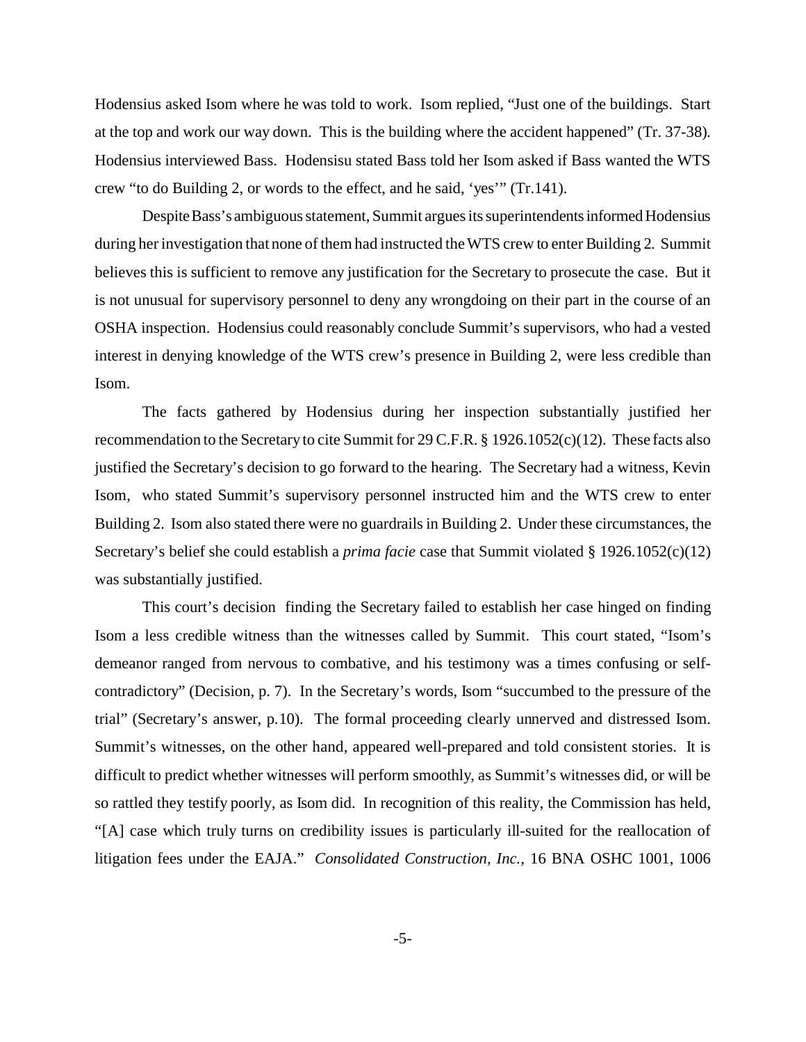Hodensius asked Isom where he was told to work. Isom replied, "Just one of the buildings. Start at the top and work our way down. This is the building where the accident happened" (Tr. 37-38). Hodensius interviewed Bass. Hodensisu stated Bass told her Isom asked if Bass wanted the WTS crew "to do Building 2, or words to the effect, and he said, 'yes'" (Tr.141).

Despite Bass's ambiguous statement, Summit argues its superintendents informed Hodensius during her investigation that none of them had instructed the WTS crew to enter Building 2. Summit believes this is sufficient to remove any justification for the Secretary to prosecute the case. But it is not unusual for supervisory personnel to deny any wrongdoing on their part in the course of an OSHA inspection. Hodensius could reasonably conclude Summit's supervisors, who had a vested interest in denying knowledge of the WTS crew's presence in Building 2, were less credible than Isom.

The facts gathered by Hodensius during her inspection substantially justified her recommendation to the Secretary to cite Summit for 29 C.F.R. § 1926.1052(c)(12). These facts also justified the Secretary's decision to go forward to the hearing. The Secretary had a witness, Kevin Isom, who stated Summit's supervisory personnel instructed him and the WTS crew to enter Building 2. Isom also stated there were no guardrails in Building 2. Under these circumstances, the Secretary's belief she could establish a *prima facie* case that Summit violated § 1926.1052(c)(12) was substantially justified.

This court's decision finding the Secretary failed to establish her case hinged on finding Isom a less credible witness than the witnesses called by Summit. This court stated, "Isom's demeanor ranged from nervous to combative, and his testimony was a times confusing or self-contradictory" (Decision, p. 7). In the Secretary's words, Isom "succumbed to the pressure of the trial" (Secretary's answer, p.10). The formal proceeding clearly unnerved and distressed Isom. Summit's witnesses, on the other hand, appeared well-prepared and told consistent stories. It is difficult to predict whether witnesses will perform smoothly, as Summit's witnesses did, or will be so rattled they testify poorly, as Isom did. In recognition of this reality, the Commission has held, "[A] case which truly turns on credibility issues is particularly ill-suited for the reallocation of litigation fees under the EAJA." *Consolidated Construction, Inc.*, 16 BNA OSHC 1001, 1006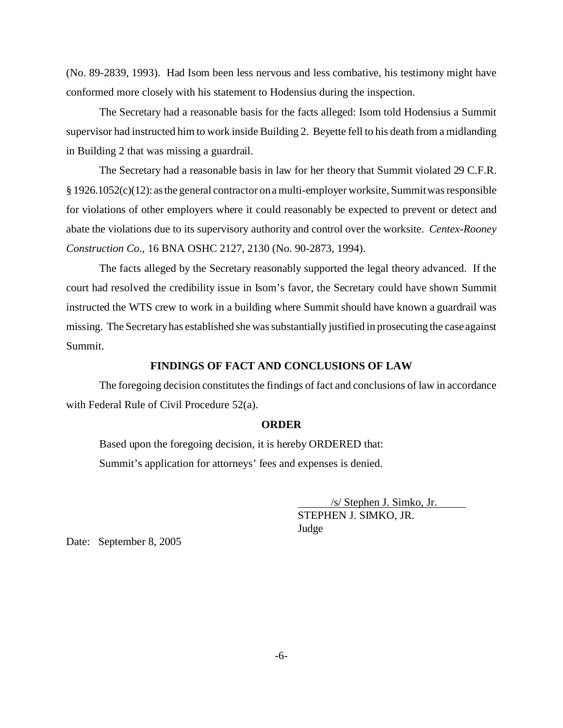(No. 89-2839, 1993). Had Isom been less nervous and less combative, his testimony might have conformed more closely with his statement to Hodensius during the inspection.

The Secretary had a reasonable basis for the facts alleged: Isom told Hodensius a Summit supervisor had instructed him to work inside Building 2. Beyette fell to his death from a midlanding in Building 2 that was missing a guardrail.

The Secretary had a reasonable basis in law for her theory that Summit violated 29 C.F.R. § 1926.1052(c)(12): as the general contractor on a multi-employer worksite, Summit was responsible for violations of other employers where it could reasonably be expected to prevent or detect and abate the violations due to its supervisory authority and control over the worksite. *Centex-Rooney Construction Co.,* 16 BNA OSHC 2127, 2130 (No. 90-2873, 1994).

The facts alleged by the Secretary reasonably supported the legal theory advanced. If the court had resolved the credibility issue in Isom's favor, the Secretary could have shown Summit instructed the WTS crew to work in a building where Summit should have known a guardrail was missing. The Secretary has established she was substantially justified in prosecuting the case against Summit.

## FINDINGS OF FACT AND CONCLUSIONS OF LAW

The foregoing decision constitutes the findings of fact and conclusions of law in accordance with Federal Rule of Civil Procedure 52(a).

## ORDER

Based upon the foregoing decision, it is hereby ORDERED that:

Summit's application for attorneys' fees and expenses is denied.

/s/ Stephen J. Simko, Jr.
STEPHEN J. SIMKO, JR.
Judge

Date: September 8, 2005